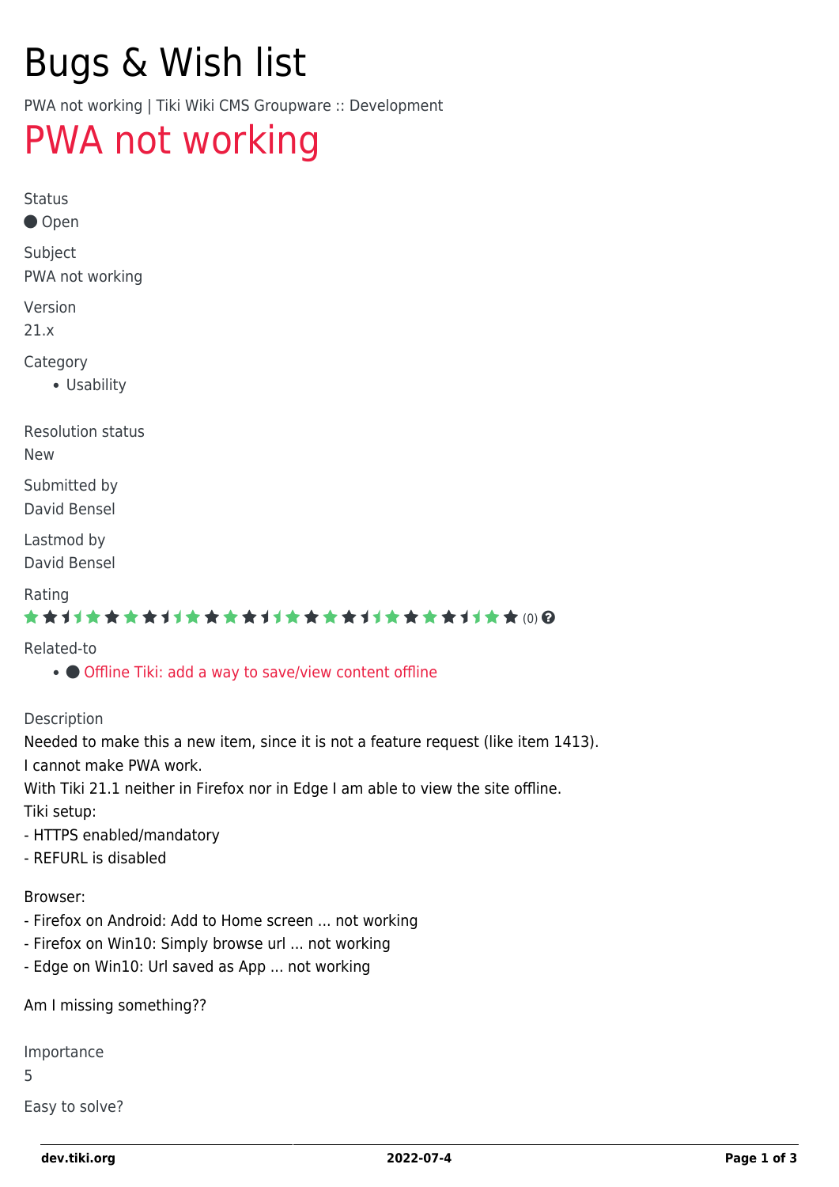# Bugs & Wish list

PWA not working | Tiki Wiki CMS Groupware :: Development

## PWA not working

Status

● Open

Subject

PWA not working

Version

21.x

Category

- Usability

Resolution status

New

Submitted by

David Bensel

Lastmod by

David Bensel

Rating

★★★★★★★★★★★★★★★★★★★★★★★★★★★★★★★★★★★★★★★★★★★★★★★★★★★★★★★★★★★★ (0)

Related-to

- ● Offline Tiki: add a way to save/view content offline

Description

Needed to make this a new item, since it is not a feature request (like item 1413).
I cannot make PWA work.
With Tiki 21.1 neither in Firefox nor in Edge I am able to view the site offline.
Tiki setup:
- HTTPS enabled/mandatory
- REFURL is disabled

Browser:
- Firefox on Android: Add to Home screen ... not working
- Firefox on Win10: Simply browse url ... not working
- Edge on Win10: Url saved as App ... not working

Am I missing something??

Importance

5

Easy to solve?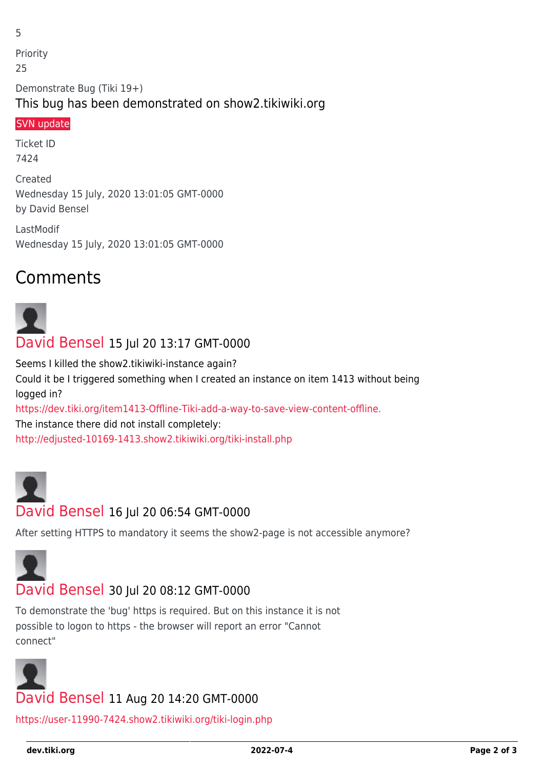5

Priority

25

Demonstrate Bug (Tiki 19+)

This bug has been demonstrated on show2.tikiwiki.org

SVN update

Ticket ID

7424

Created

Wednesday 15 July, 2020 13:01:05 GMT-0000
by David Bensel

LastModif

Wednesday 15 July, 2020 13:01:05 GMT-0000

## Comments

David Bensel 15 Jul 20 13:17 GMT-0000

Seems I killed the show2.tikiwiki-instance again?
Could it be I triggered something when I created an instance on item 1413 without being logged in?
https://dev.tiki.org/item1413-Offline-Tiki-add-a-way-to-save-view-content-offline.
The instance there did not install completely:
http://edjusted-10169-1413.show2.tikiwiki.org/tiki-install.php

David Bensel 16 Jul 20 06:54 GMT-0000

After setting HTTPS to mandatory it seems the show2-page is not accessible anymore?

David Bensel 30 Jul 20 08:12 GMT-0000

To demonstrate the 'bug' https is required. But on this instance it is not possible to logon to https - the browser will report an error "Cannot connect"

David Bensel 11 Aug 20 14:20 GMT-0000

https://user-11990-7424.show2.tikiwiki.org/tiki-login.php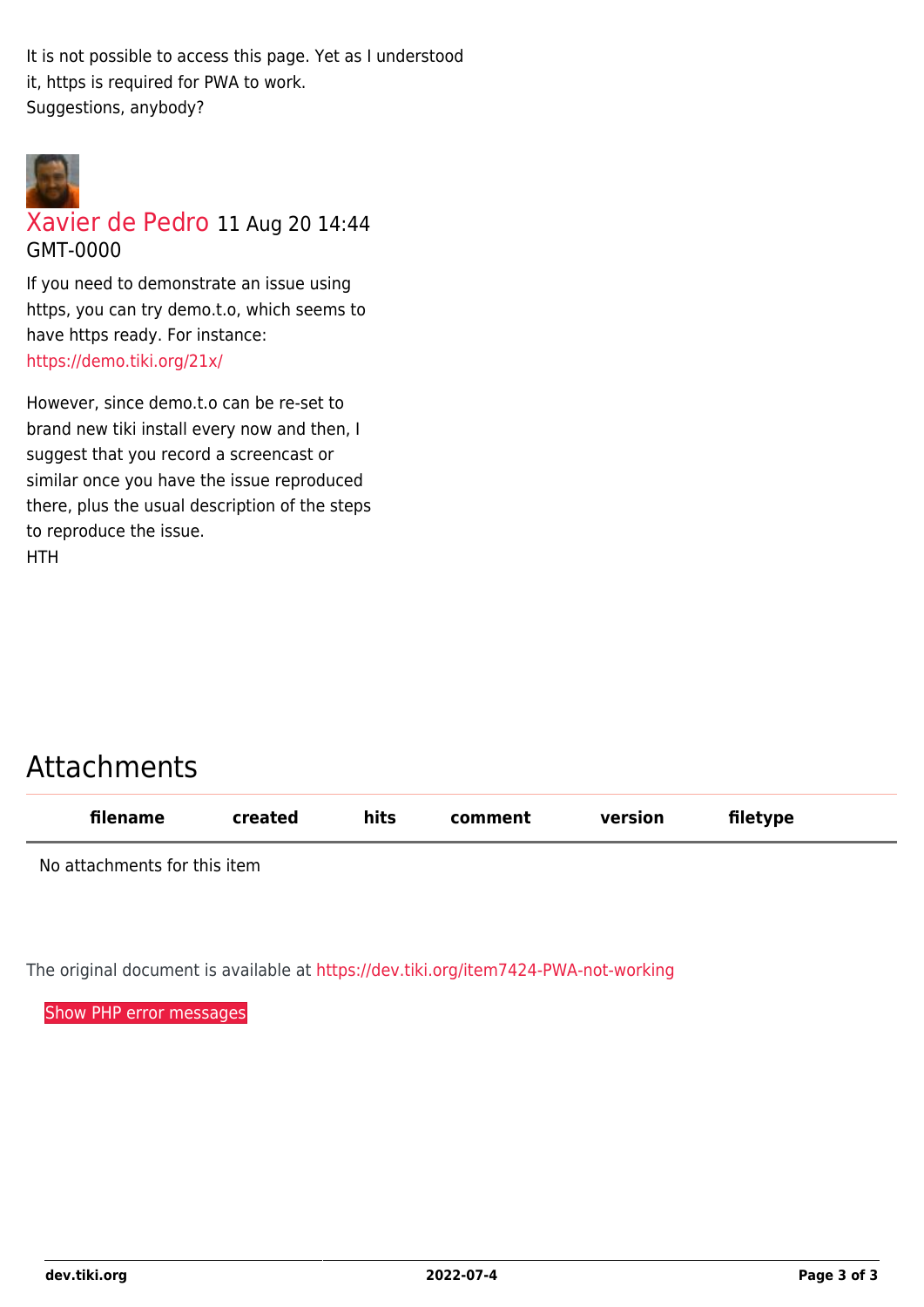It is not possible to access this page. Yet as I understood it, https is required for PWA to work.
Suggestions, anybody?

Xavier de Pedro 11 Aug 20 14:44 GMT-0000

If you need to demonstrate an issue using https, you can try demo.t.o, which seems to have https ready. For instance: https://demo.tiki.org/21x/

However, since demo.t.o can be re-set to brand new tiki install every now and then, I suggest that you record a screencast or similar once you have the issue reproduced there, plus the usual description of the steps to reproduce the issue.
HTH

## Attachments

| filename | created | hits | comment | version | filetype |
|---|---|---|---|---|---|

No attachments for this item

The original document is available at https://dev.tiki.org/item7424-PWA-not-working

Show PHP error messages